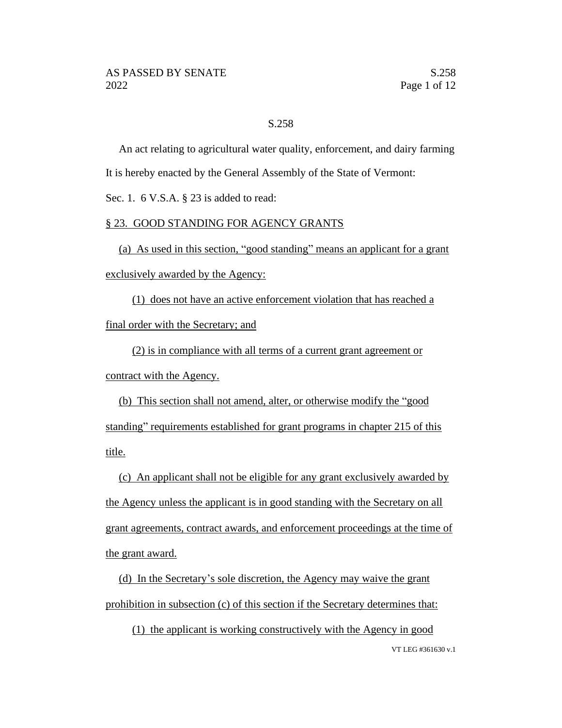S.258

An act relating to agricultural water quality, enforcement, and dairy farming

It is hereby enacted by the General Assembly of the State of Vermont:

Sec. 1. 6 V.S.A. § 23 is added to read:

§ 23. GOOD STANDING FOR AGENCY GRANTS

(a) As used in this section, "good standing" means an applicant for a grant exclusively awarded by the Agency:

(1) does not have an active enforcement violation that has reached a final order with the Secretary; and

(2) is in compliance with all terms of a current grant agreement or contract with the Agency.

(b) This section shall not amend, alter, or otherwise modify the "good standing" requirements established for grant programs in chapter 215 of this title.

(c) An applicant shall not be eligible for any grant exclusively awarded by the Agency unless the applicant is in good standing with the Secretary on all grant agreements, contract awards, and enforcement proceedings at the time of the grant award.

(d) In the Secretary's sole discretion, the Agency may waive the grant prohibition in subsection (c) of this section if the Secretary determines that:

(1) the applicant is working constructively with the Agency in good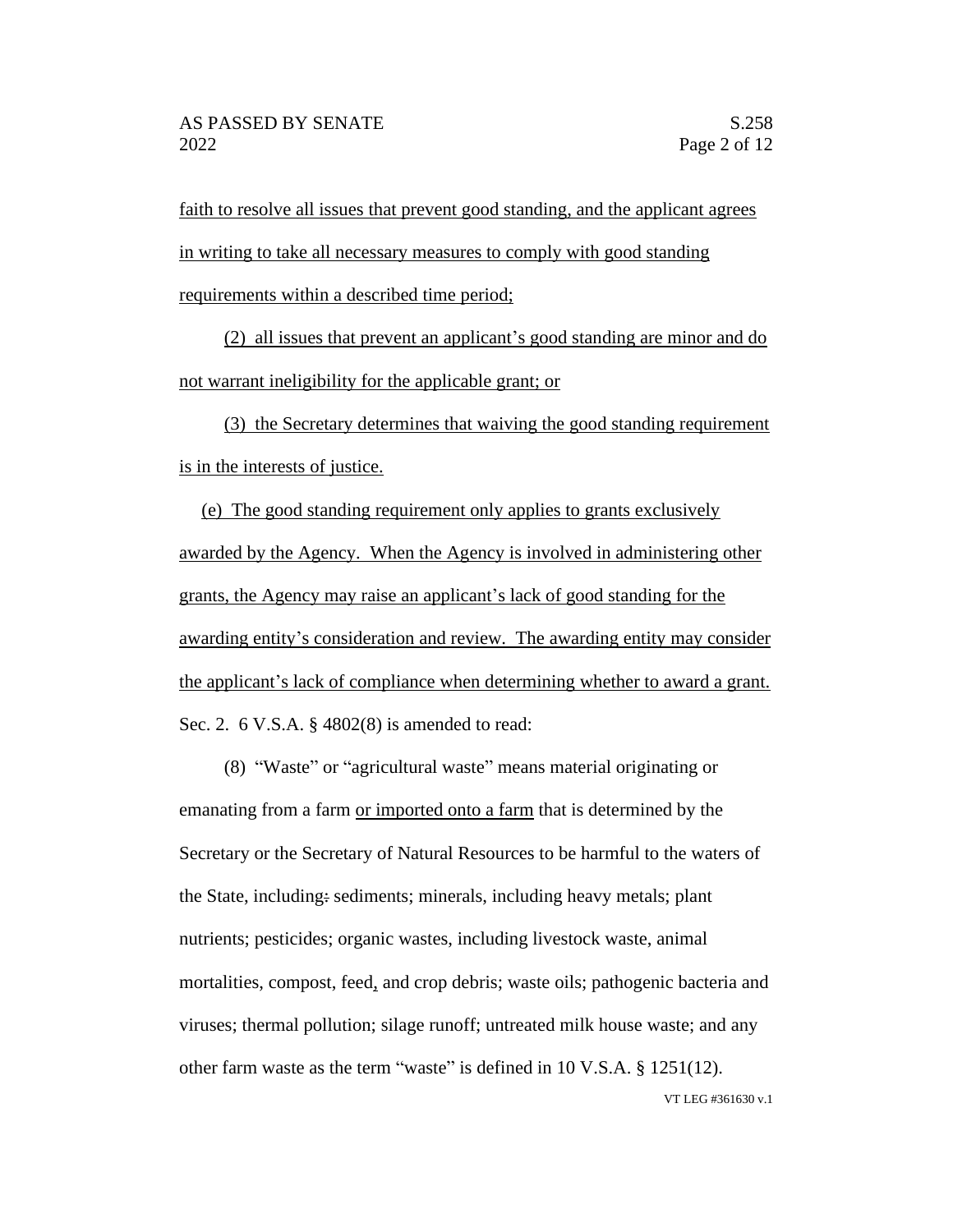faith to resolve all issues that prevent good standing, and the applicant agrees in writing to take all necessary measures to comply with good standing requirements within a described time period;

(2) all issues that prevent an applicant's good standing are minor and do not warrant ineligibility for the applicable grant; or

(3) the Secretary determines that waiving the good standing requirement is in the interests of justice.

(e) The good standing requirement only applies to grants exclusively awarded by the Agency. When the Agency is involved in administering other grants, the Agency may raise an applicant's lack of good standing for the awarding entity's consideration and review. The awarding entity may consider the applicant's lack of compliance when determining whether to award a grant.

Sec. 2. 6 V.S.A. § 4802(8) is amended to read:

(8) "Waste" or "agricultural waste" means material originating or emanating from a farm or imported onto a farm that is determined by the Secretary or the Secretary of Natural Resources to be harmful to the waters of the State, including: sediments; minerals, including heavy metals; plant nutrients; pesticides; organic wastes, including livestock waste, animal mortalities, compost, feed, and crop debris; waste oils; pathogenic bacteria and viruses; thermal pollution; silage runoff; untreated milk house waste; and any other farm waste as the term "waste" is defined in 10 V.S.A. § 1251(12).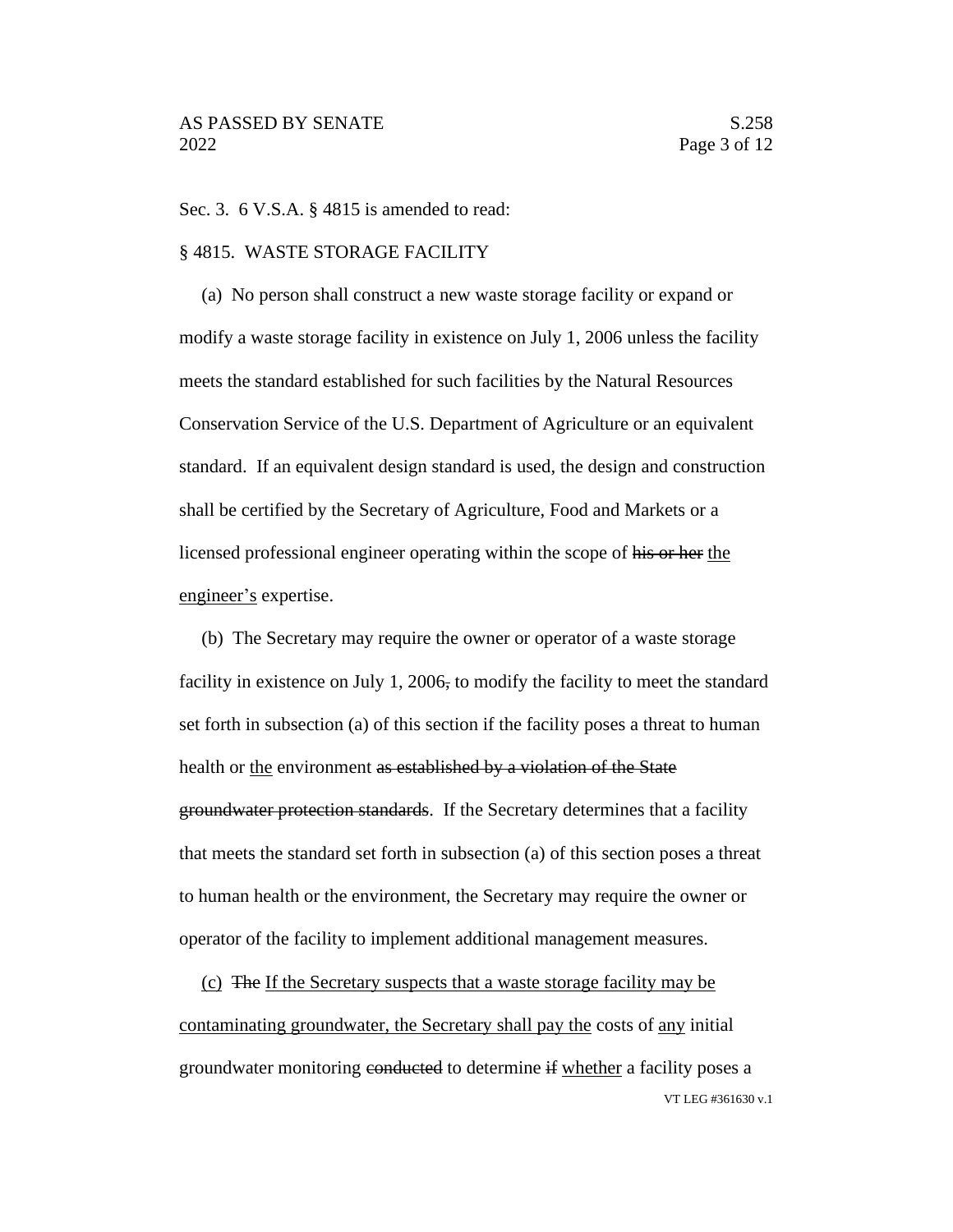Sec. 3. 6 V.S.A. § 4815 is amended to read:

§ 4815. WASTE STORAGE FACILITY

(a) No person shall construct a new waste storage facility or expand or modify a waste storage facility in existence on July 1, 2006 unless the facility meets the standard established for such facilities by the Natural Resources Conservation Service of the U.S. Department of Agriculture or an equivalent standard. If an equivalent design standard is used, the design and construction shall be certified by the Secretary of Agriculture, Food and Markets or a licensed professional engineer operating within the scope of ~~his or her~~ <u>the engineer's</u> expertise.

(b) The Secretary may require the owner or operator of a waste storage facility in existence on July 1, 2006~~,~~ to modify the facility to meet the standard set forth in subsection (a) of this section if the facility poses a threat to human health or <u>the</u> environment ~~as established by a violation of the State groundwater protection standards~~. If the Secretary determines that a facility that meets the standard set forth in subsection (a) of this section poses a threat to human health or the environment, the Secretary may require the owner or operator of the facility to implement additional management measures.

<u>(c)</u> ~~The~~ <u>If the Secretary suspects that a waste storage facility may be contaminating groundwater, the Secretary shall pay the</u> costs of <u>any</u> initial groundwater monitoring ~~conducted~~ to determine ~~if~~ <u>whether</u> a facility poses a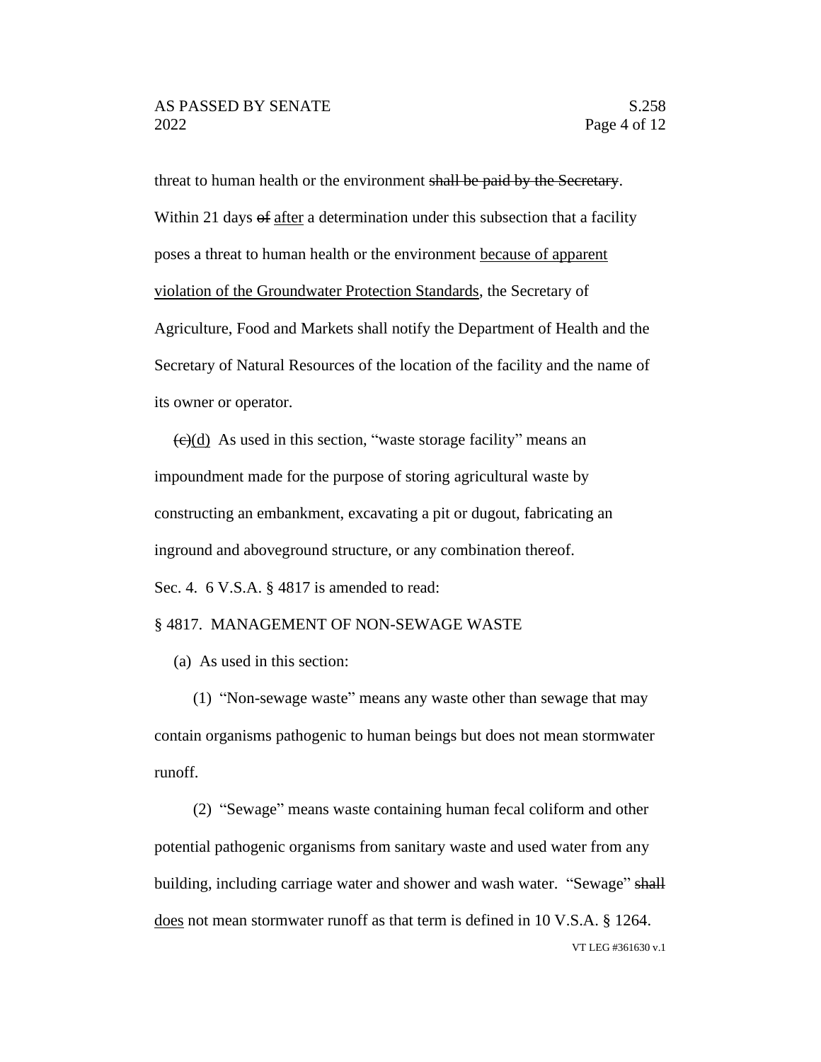threat to human health or the environment ~~shall be paid by the Secretary~~. Within 21 days ~~of~~ <u>after</u> a determination under this subsection that a facility poses a threat to human health or the environment <u>because of apparent violation of the Groundwater Protection Standards</u>, the Secretary of Agriculture, Food and Markets shall notify the Department of Health and the Secretary of Natural Resources of the location of the facility and the name of its owner or operator.

~~(c)~~<u>(d)</u> As used in this section, "waste storage facility" means an impoundment made for the purpose of storing agricultural waste by constructing an embankment, excavating a pit or dugout, fabricating an inground and aboveground structure, or any combination thereof.

Sec. 4. 6 V.S.A. § 4817 is amended to read:

§ 4817. MANAGEMENT OF NON-SEWAGE WASTE

(a) As used in this section:

(1) "Non-sewage waste" means any waste other than sewage that may contain organisms pathogenic to human beings but does not mean stormwater runoff.

(2) "Sewage" means waste containing human fecal coliform and other potential pathogenic organisms from sanitary waste and used water from any building, including carriage water and shower and wash water. "Sewage" ~~shall~~ <u>does</u> not mean stormwater runoff as that term is defined in 10 V.S.A. § 1264.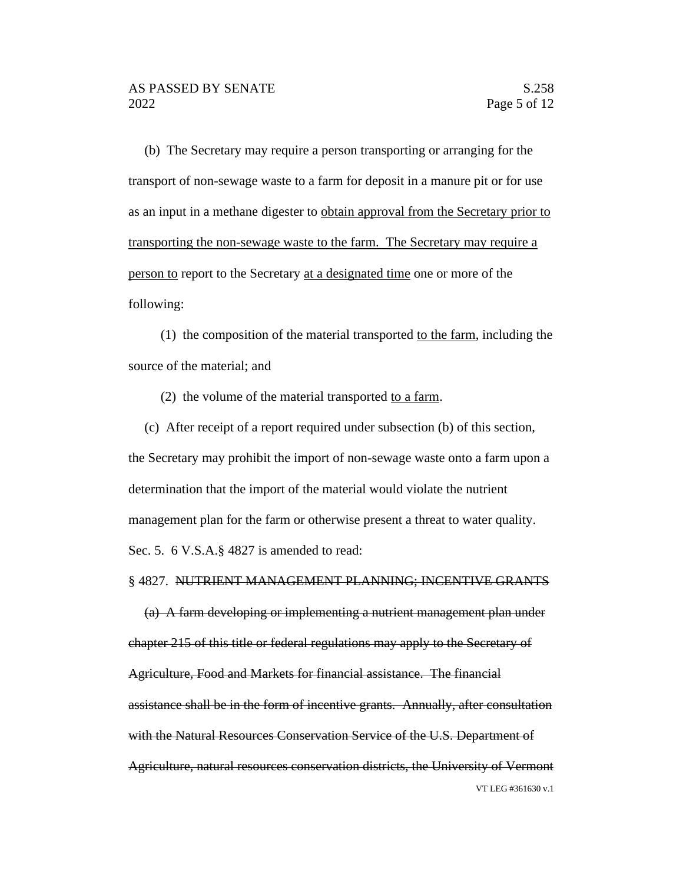(b) The Secretary may require a person transporting or arranging for the transport of non-sewage waste to a farm for deposit in a manure pit or for use as an input in a methane digester to <u>obtain approval from the Secretary prior to transporting the non-sewage waste to the farm. The Secretary may require a person to</u> report to the Secretary <u>at a designated time</u> one or more of the following:

(1) the composition of the material transported <u>to the farm</u>, including the source of the material; and

(2) the volume of the material transported <u>to a farm</u>.

(c) After receipt of a report required under subsection (b) of this section, the Secretary may prohibit the import of non-sewage waste onto a farm upon a determination that the import of the material would violate the nutrient management plan for the farm or otherwise present a threat to water quality.

Sec. 5. 6 V.S.A.§ 4827 is amended to read:

§ 4827. ~~NUTRIENT MANAGEMENT PLANNING; INCENTIVE GRANTS~~

~~(a) A farm developing or implementing a nutrient management plan under chapter 215 of this title or federal regulations may apply to the Secretary of Agriculture, Food and Markets for financial assistance. The financial assistance shall be in the form of incentive grants. Annually, after consultation with the Natural Resources Conservation Service of the U.S. Department of Agriculture, natural resources conservation districts, the University of Vermont~~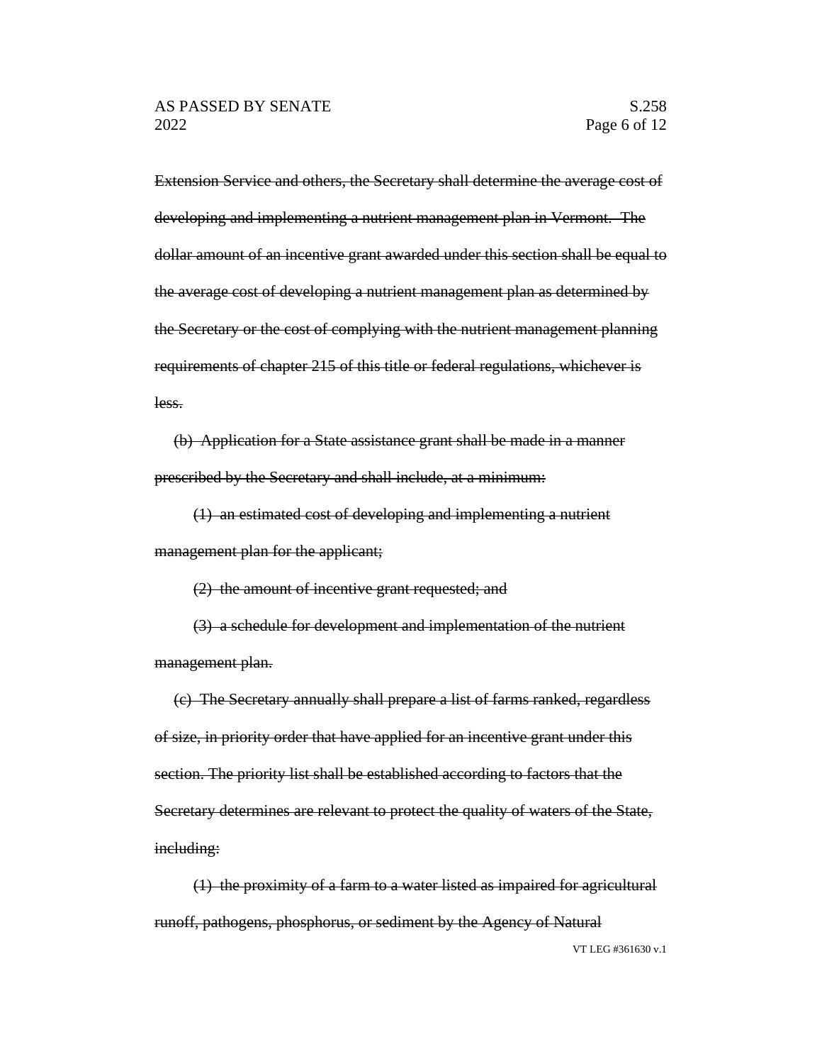~~Extension Service and others, the Secretary shall determine the average cost of developing and implementing a nutrient management plan in Vermont. The dollar amount of an incentive grant awarded under this section shall be equal to the average cost of developing a nutrient management plan as determined by the Secretary or the cost of complying with the nutrient management planning requirements of chapter 215 of this title or federal regulations, whichever is less.~~

~~(b) Application for a State assistance grant shall be made in a manner prescribed by the Secretary and shall include, at a minimum:~~

~~(1) an estimated cost of developing and implementing a nutrient management plan for the applicant;~~

~~(2) the amount of incentive grant requested; and~~

~~(3) a schedule for development and implementation of the nutrient management plan.~~

~~(c) The Secretary annually shall prepare a list of farms ranked, regardless of size, in priority order that have applied for an incentive grant under this section. The priority list shall be established according to factors that the Secretary determines are relevant to protect the quality of waters of the State, including:~~

~~(1) the proximity of a farm to a water listed as impaired for agricultural runoff, pathogens, phosphorus, or sediment by the Agency of Natural~~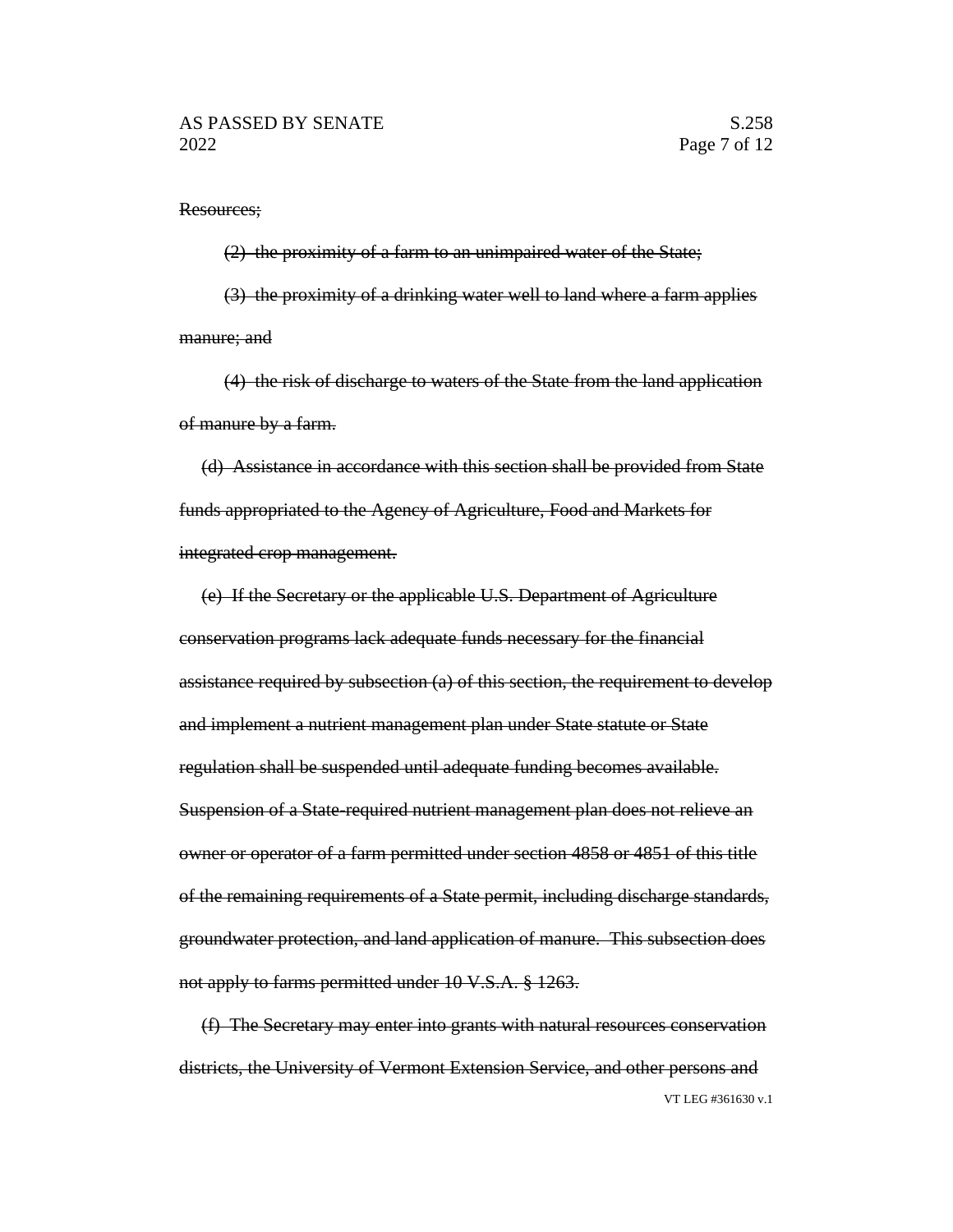~~Resources;~~

~~(2) the proximity of a farm to an unimpaired water of the State;~~

~~(3) the proximity of a drinking water well to land where a farm applies manure; and~~

~~(4) the risk of discharge to waters of the State from the land application of manure by a farm.~~

~~(d) Assistance in accordance with this section shall be provided from State funds appropriated to the Agency of Agriculture, Food and Markets for integrated crop management.~~

~~(e) If the Secretary or the applicable U.S. Department of Agriculture conservation programs lack adequate funds necessary for the financial assistance required by subsection (a) of this section, the requirement to develop and implement a nutrient management plan under State statute or State regulation shall be suspended until adequate funding becomes available. Suspension of a State-required nutrient management plan does not relieve an owner or operator of a farm permitted under section 4858 or 4851 of this title of the remaining requirements of a State permit, including discharge standards, groundwater protection, and land application of manure. This subsection does not apply to farms permitted under 10 V.S.A. § 1263.~~

~~(f) The Secretary may enter into grants with natural resources conservation districts, the University of Vermont Extension Service, and other persons and~~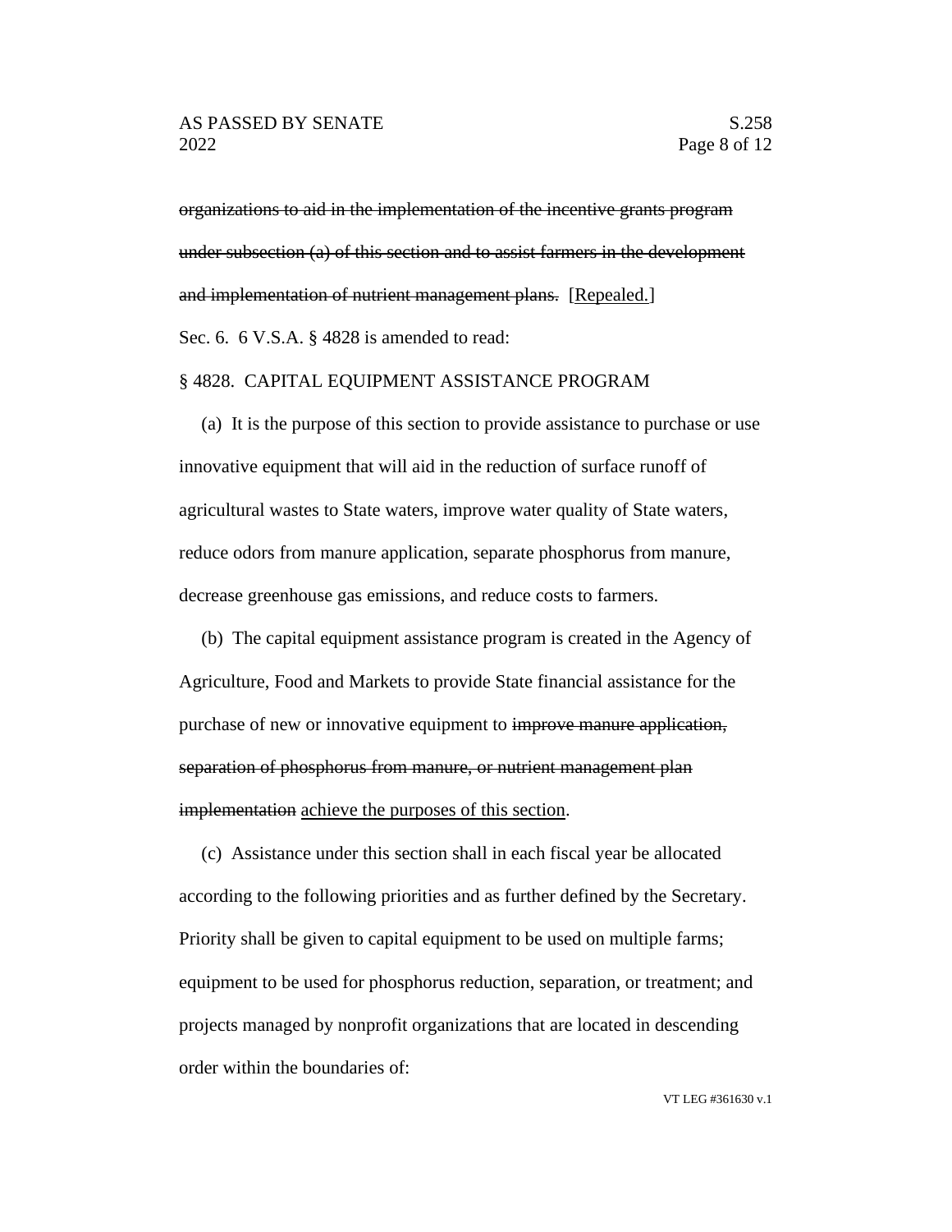~~organizations to aid in the implementation of the incentive grants program under subsection (a) of this section and to assist farmers in the development and implementation of nutrient management plans.~~ [<u>Repealed.</u>]

Sec. 6. 6 V.S.A. § 4828 is amended to read:

§ 4828. CAPITAL EQUIPMENT ASSISTANCE PROGRAM

(a) It is the purpose of this section to provide assistance to purchase or use innovative equipment that will aid in the reduction of surface runoff of agricultural wastes to State waters, improve water quality of State waters, reduce odors from manure application, separate phosphorus from manure, decrease greenhouse gas emissions, and reduce costs to farmers.

(b) The capital equipment assistance program is created in the Agency of Agriculture, Food and Markets to provide State financial assistance for the purchase of new or innovative equipment to ~~improve manure application, separation of phosphorus from manure, or nutrient management plan implementation~~ <u>achieve the purposes of this section</u>.

(c) Assistance under this section shall in each fiscal year be allocated according to the following priorities and as further defined by the Secretary. Priority shall be given to capital equipment to be used on multiple farms; equipment to be used for phosphorus reduction, separation, or treatment; and projects managed by nonprofit organizations that are located in descending order within the boundaries of: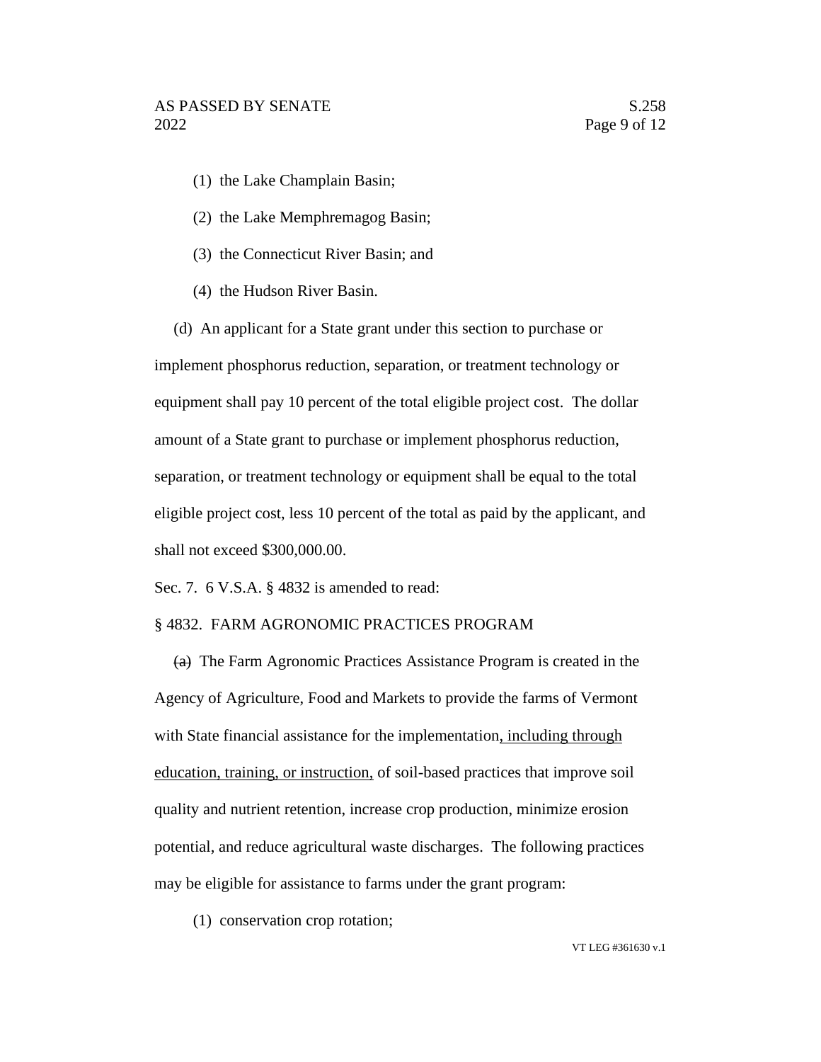(1) the Lake Champlain Basin;

(2) the Lake Memphremagog Basin;

(3) the Connecticut River Basin; and

(4) the Hudson River Basin.

(d) An applicant for a State grant under this section to purchase or implement phosphorus reduction, separation, or treatment technology or equipment shall pay 10 percent of the total eligible project cost. The dollar amount of a State grant to purchase or implement phosphorus reduction, separation, or treatment technology or equipment shall be equal to the total eligible project cost, less 10 percent of the total as paid by the applicant, and shall not exceed $300,000.00.

Sec. 7. 6 V.S.A. § 4832 is amended to read:

§ 4832. FARM AGRONOMIC PRACTICES PROGRAM

~~(a)~~ The Farm Agronomic Practices Assistance Program is created in the Agency of Agriculture, Food and Markets to provide the farms of Vermont with State financial assistance for the implementation<u>, including through education, training, or instruction,</u> of soil-based practices that improve soil quality and nutrient retention, increase crop production, minimize erosion potential, and reduce agricultural waste discharges. The following practices may be eligible for assistance to farms under the grant program:

(1) conservation crop rotation;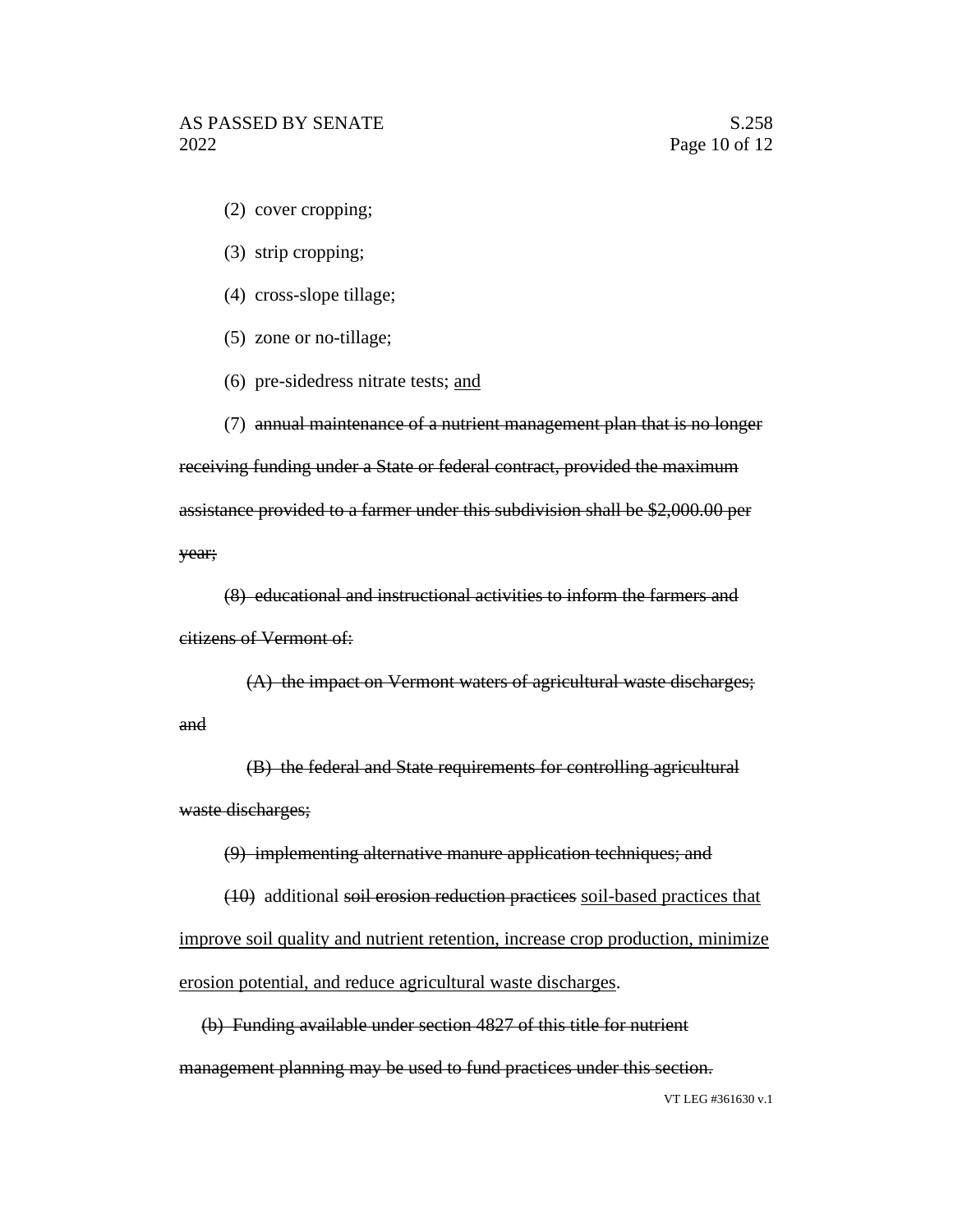(2) cover cropping;

(3) strip cropping;

(4) cross-slope tillage;

(5) zone or no-tillage;

(6) pre-sidedress nitrate tests; <u>and</u>

(7) ~~annual maintenance of a nutrient management plan that is no longer receiving funding under a State or federal contract, provided the maximum assistance provided to a farmer under this subdivision shall be $2,000.00 per year;~~

~~(8) educational and instructional activities to inform the farmers and citizens of Vermont of:~~

~~(A) the impact on Vermont waters of agricultural waste discharges; and~~

~~(B) the federal and State requirements for controlling agricultural waste discharges;~~

~~(9) implementing alternative manure application techniques; and~~

~~(10)~~ additional ~~soil erosion reduction practices~~ <u>soil-based practices that improve soil quality and nutrient retention, increase crop production, minimize erosion potential, and reduce agricultural waste discharges</u>.

~~(b) Funding available under section 4827 of this title for nutrient management planning may be used to fund practices under this section.~~

VT LEG #361630 v.1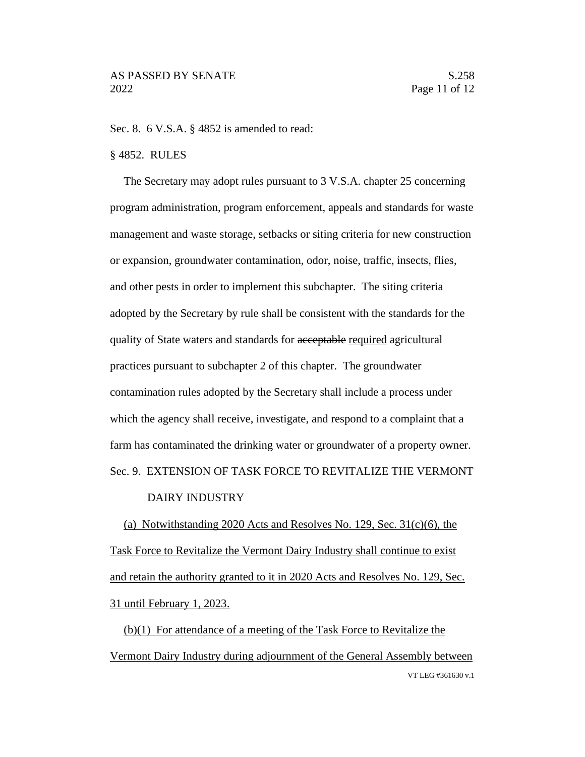Sec. 8. 6 V.S.A. § 4852 is amended to read:

§ 4852. RULES

The Secretary may adopt rules pursuant to 3 V.S.A. chapter 25 concerning program administration, program enforcement, appeals and standards for waste management and waste storage, setbacks or siting criteria for new construction or expansion, groundwater contamination, odor, noise, traffic, insects, flies, and other pests in order to implement this subchapter. The siting criteria adopted by the Secretary by rule shall be consistent with the standards for the quality of State waters and standards for ~~acceptable~~ <u>required</u> agricultural practices pursuant to subchapter 2 of this chapter. The groundwater contamination rules adopted by the Secretary shall include a process under which the agency shall receive, investigate, and respond to a complaint that a farm has contaminated the drinking water or groundwater of a property owner.

Sec. 9. EXTENSION OF TASK FORCE TO REVITALIZE THE VERMONT DAIRY INDUSTRY

<u>(a) Notwithstanding 2020 Acts and Resolves No. 129, Sec. 31(c)(6), the Task Force to Revitalize the Vermont Dairy Industry shall continue to exist and retain the authority granted to it in 2020 Acts and Resolves No. 129, Sec. 31 until February 1, 2023.</u>

<u>(b)(1) For attendance of a meeting of the Task Force to Revitalize the Vermont Dairy Industry during adjournment of the General Assembly between</u>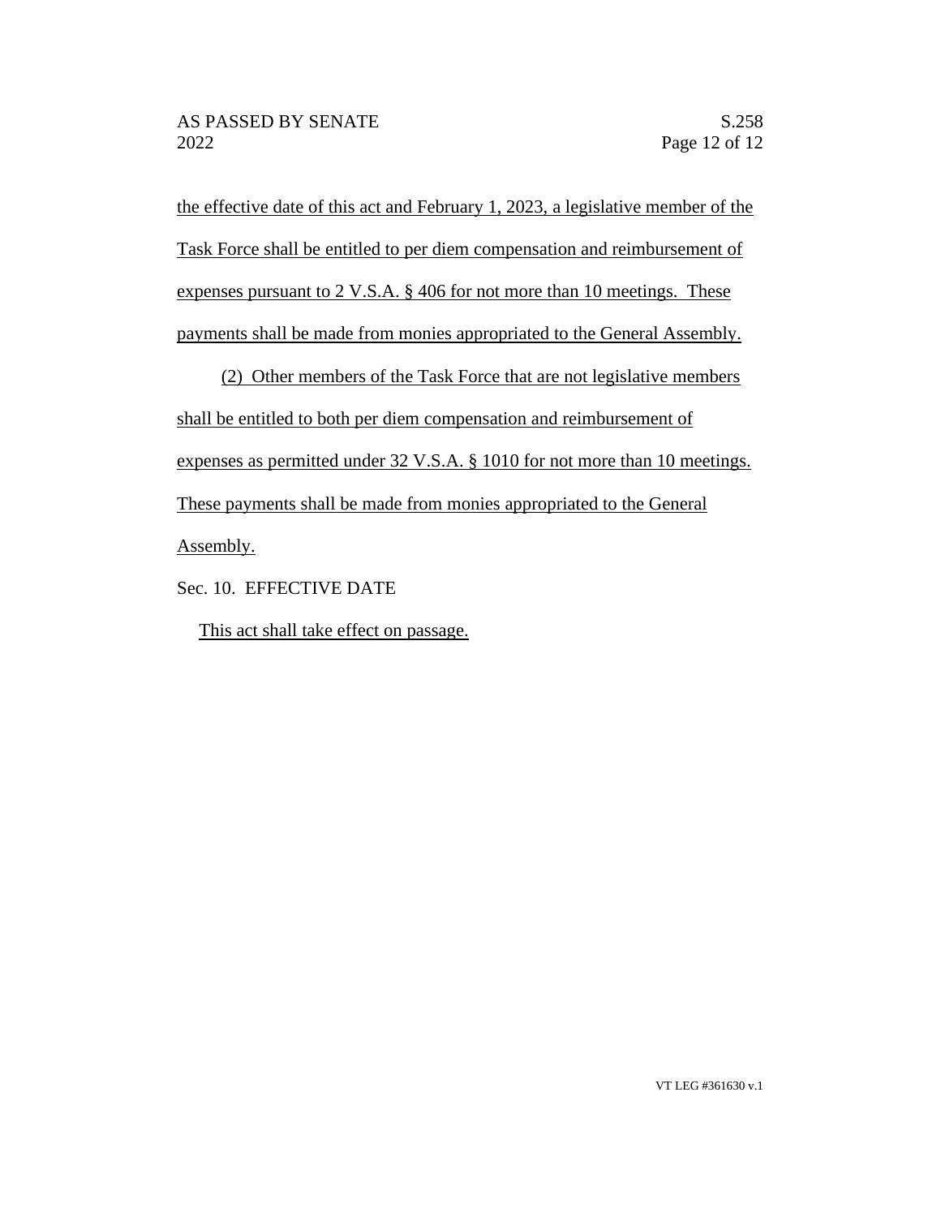the effective date of this act and February 1, 2023, a legislative member of the Task Force shall be entitled to per diem compensation and reimbursement of expenses pursuant to 2 V.S.A. § 406 for not more than 10 meetings. These payments shall be made from monies appropriated to the General Assembly.

(2) Other members of the Task Force that are not legislative members shall be entitled to both per diem compensation and reimbursement of expenses as permitted under 32 V.S.A. § 1010 for not more than 10 meetings. These payments shall be made from monies appropriated to the General Assembly.

Sec. 10. EFFECTIVE DATE

This act shall take effect on passage.